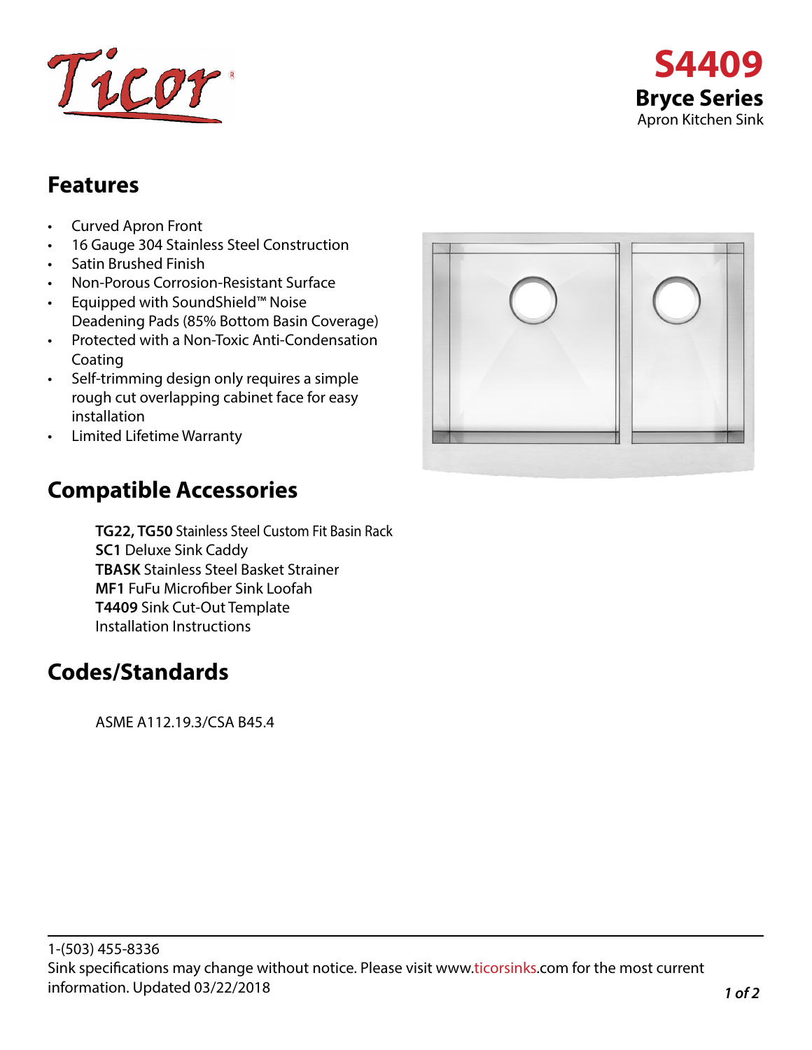Ticor®

# S4409

## Bryce Series

Apron Kitchen Sink

## Features

- Curved Apron Front
- 16 Gauge 304 Stainless Steel Construction
- Satin Brushed Finish
- Non-Porous Corrosion-Resistant Surface
- Equipped with SoundShield™ Noise Deadening Pads (85% Bottom Basin Coverage)
- Protected with a Non-Toxic Anti-Condensation Coating
- Self-trimming design only requires a simple rough cut overlapping cabinet face for easy installation
- Limited Lifetime Warranty

## Compatible Accessories

**TG22, TG50** Stainless Steel Custom Fit Basin Rack
**SC1** Deluxe Sink Caddy
**TBASK** Stainless Steel Basket Strainer
**MF1** FuFu Microfiber Sink Loofah
**T4409** Sink Cut-Out Template
Installation Instructions

## Codes/Standards

ASME A112.19.3/CSA B45.4

1-(503) 455-8336
Sink specifications may change without notice. Please visit www.ticorsinks.com for the most current information. Updated 03/22/2018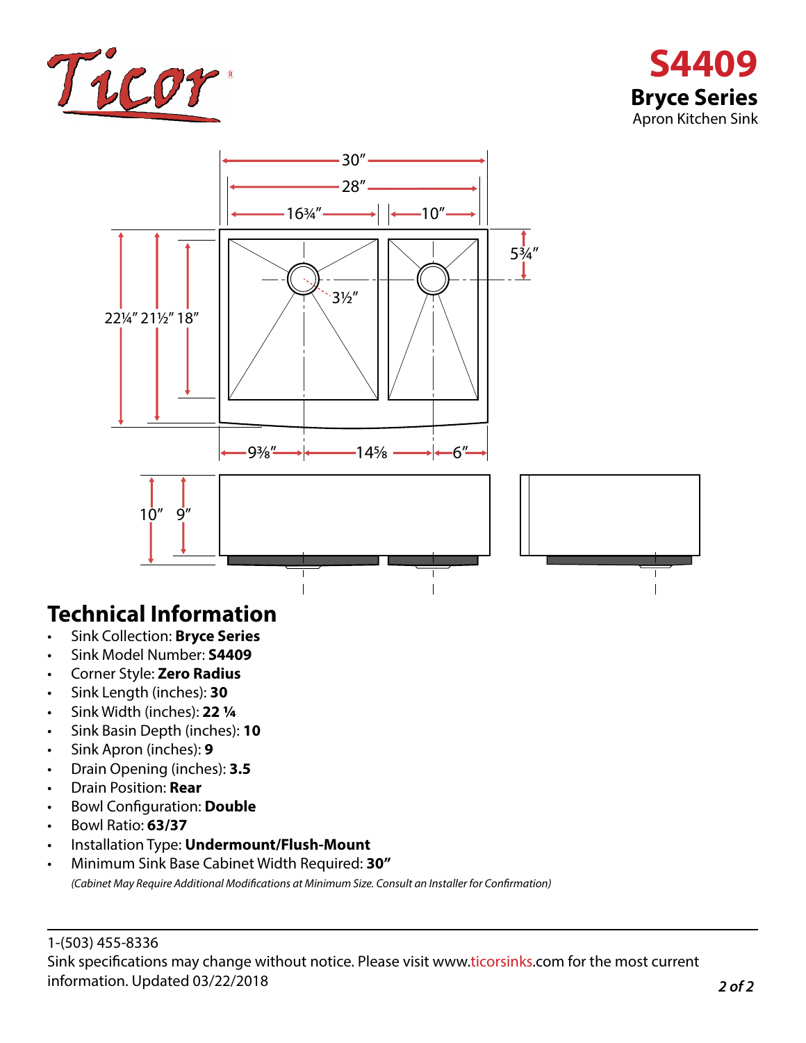# S4409

## Bryce Series

Apron Kitchen Sink

30″
28″
16¾″
10″
5¾″
3½″
22¼″ 21½″ 18″
9⅜″
14⅝
6″
10″ 9″

## Technical Information

- Sink Collection: **Bryce Series**
- Sink Model Number: **S4409**
- Corner Style: **Zero Radius**
- Sink Length (inches): **30**
- Sink Width (inches): **22 ¼**
- Sink Basin Depth (inches): **10**
- Sink Apron (inches): **9**
- Drain Opening (inches): **3.5**
- Drain Position: **Rear**
- Bowl Configuration: **Double**
- Bowl Ratio: **63/37**
- Installation Type: **Undermount/Flush-Mount**
- Minimum Sink Base Cabinet Width Required: **30″**
  *(Cabinet May Require Additional Modifications at Minimum Size. Consult an Installer for Confirmation)*

1-(503) 455-8336
Sink specifications may change without notice. Please visit www.ticorsinks.com for the most current information. Updated 03/22/2018